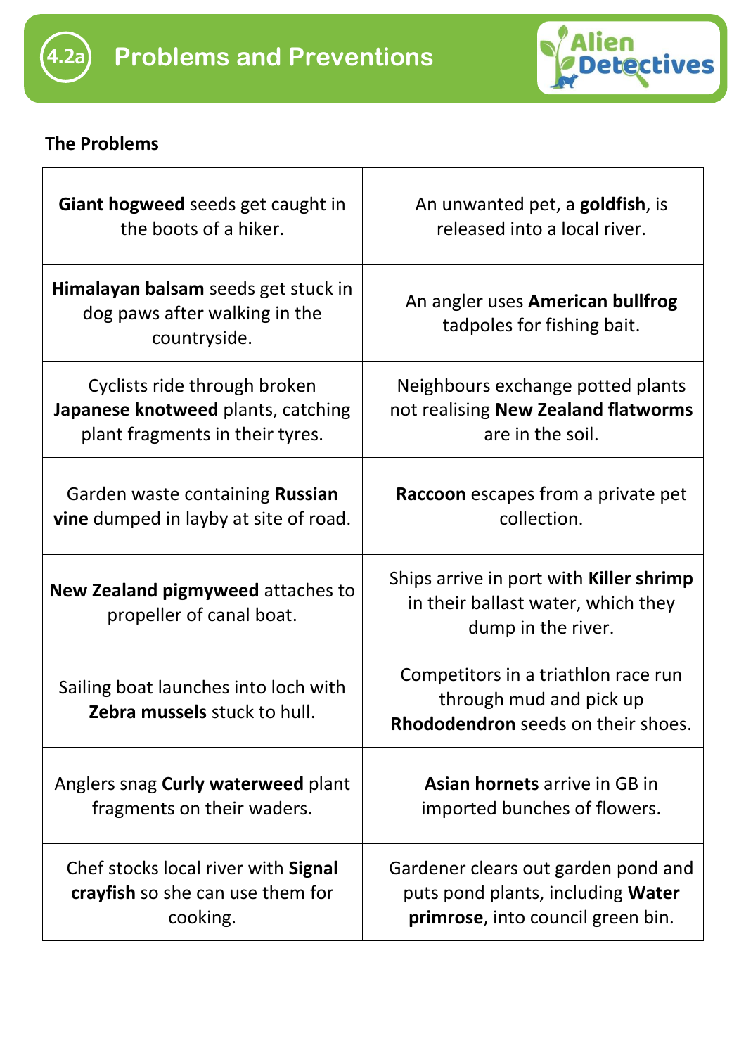# 4.2a Problems and Preventions

Alien Detectives

**The Problems**

| | | |
|---|---|---|
| **Giant hogweed** seeds get caught in the boots of a hiker. | | An unwanted pet, a **goldfish**, is released into a local river. |
| **Himalayan balsam** seeds get stuck in dog paws after walking in the countryside. | | An angler uses **American bullfrog** tadpoles for fishing bait. |
| Cyclists ride through broken **Japanese knotweed** plants, catching plant fragments in their tyres. | | Neighbours exchange potted plants not realising **New Zealand flatworms** are in the soil. |
| Garden waste containing **Russian vine** dumped in layby at site of road. | | **Raccoon** escapes from a private pet collection. |
| **New Zealand pigmyweed** attaches to propeller of canal boat. | | Ships arrive in port with **Killer shrimp** in their ballast water, which they dump in the river. |
| Sailing boat launches into loch with **Zebra mussels** stuck to hull. | | Competitors in a triathlon race run through mud and pick up **Rhododendron** seeds on their shoes. |
| Anglers snag **Curly waterweed** plant fragments on their waders. | | **Asian hornets** arrive in GB in imported bunches of flowers. |
| Chef stocks local river with **Signal crayfish** so she can use them for cooking. | | Gardener clears out garden pond and puts pond plants, including **Water primrose**, into council green bin. |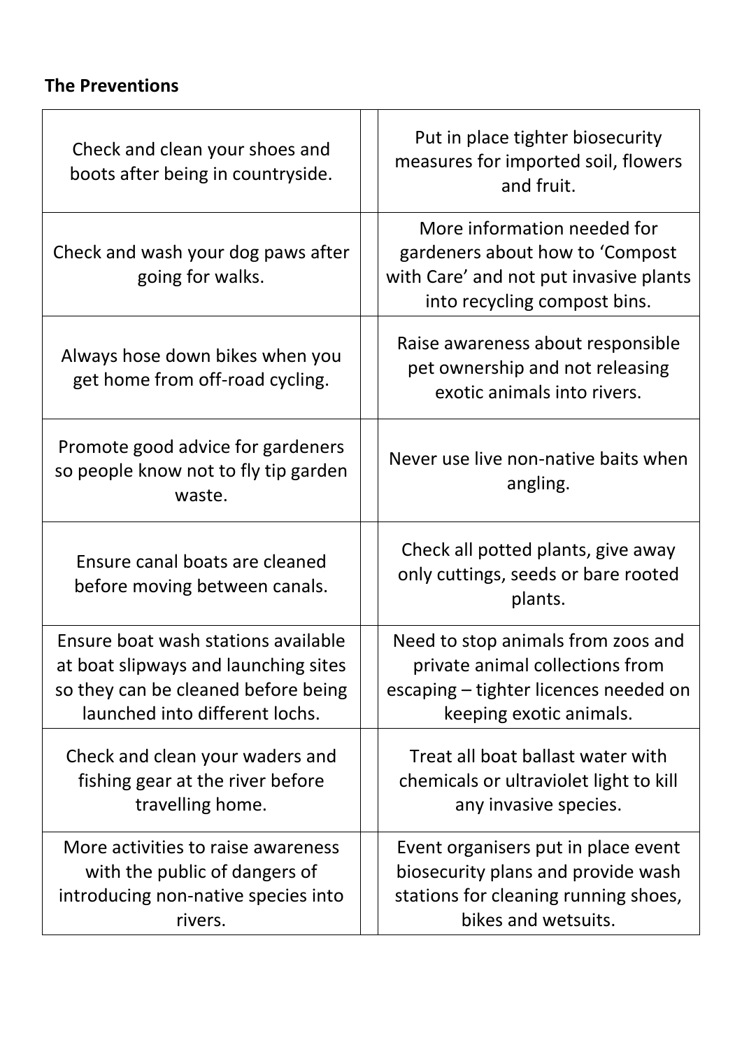**The Preventions**

| | | |
|---|---|---|
| Check and clean your shoes and boots after being in countryside. | | Put in place tighter biosecurity measures for imported soil, flowers and fruit. |
| Check and wash your dog paws after going for walks. | | More information needed for gardeners about how to 'Compost with Care' and not put invasive plants into recycling compost bins. |
| Always hose down bikes when you get home from off-road cycling. | | Raise awareness about responsible pet ownership and not releasing exotic animals into rivers. |
| Promote good advice for gardeners so people know not to fly tip garden waste. | | Never use live non-native baits when angling. |
| Ensure canal boats are cleaned before moving between canals. | | Check all potted plants, give away only cuttings, seeds or bare rooted plants. |
| Ensure boat wash stations available at boat slipways and launching sites so they can be cleaned before being launched into different lochs. | | Need to stop animals from zoos and private animal collections from escaping – tighter licences needed on keeping exotic animals. |
| Check and clean your waders and fishing gear at the river before travelling home. | | Treat all boat ballast water with chemicals or ultraviolet light to kill any invasive species. |
| More activities to raise awareness with the public of dangers of introducing non-native species into rivers. | | Event organisers put in place event biosecurity plans and provide wash stations for cleaning running shoes, bikes and wetsuits. |